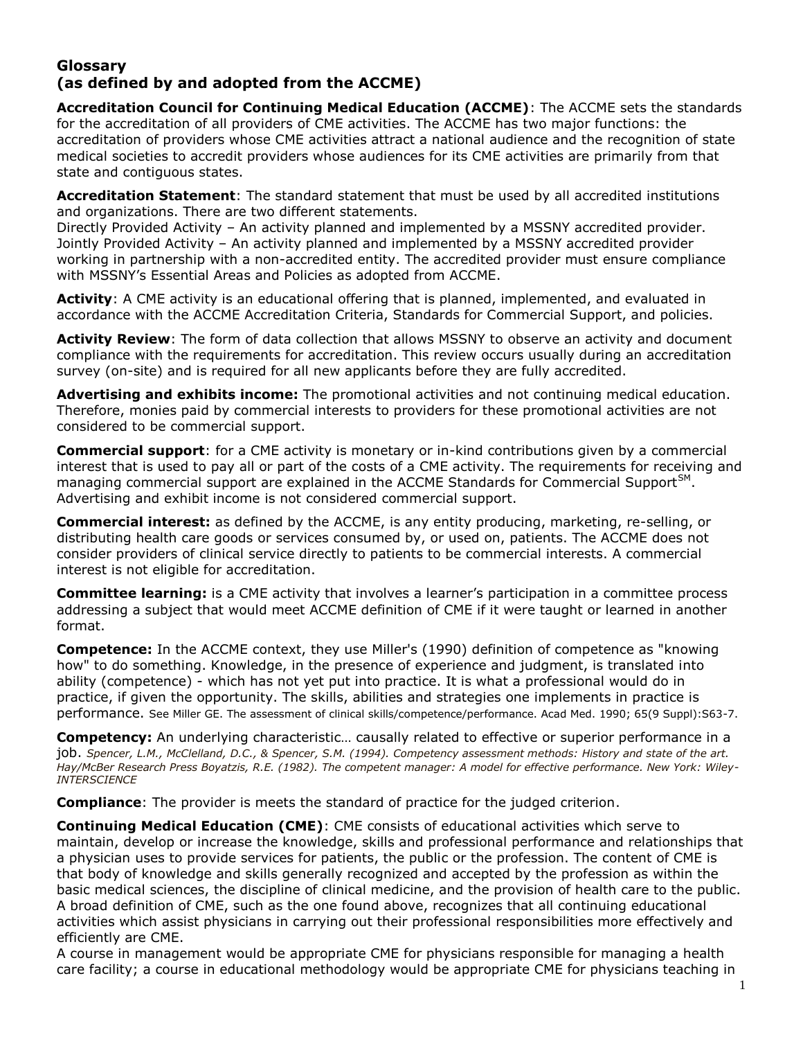## Glossary
## (as defined by and adopted from the ACCME)

**Accreditation Council for Continuing Medical Education (ACCME)**: The ACCME sets the standards for the accreditation of all providers of CME activities. The ACCME has two major functions: the accreditation of providers whose CME activities attract a national audience and the recognition of state medical societies to accredit providers whose audiences for its CME activities are primarily from that state and contiguous states.

**Accreditation Statement**: The standard statement that must be used by all accredited institutions and organizations. There are two different statements.
Directly Provided Activity – An activity planned and implemented by a MSSNY accredited provider.
Jointly Provided Activity – An activity planned and implemented by a MSSNY accredited provider working in partnership with a non-accredited entity. The accredited provider must ensure compliance with MSSNY's Essential Areas and Policies as adopted from ACCME.

**Activity**: A CME activity is an educational offering that is planned, implemented, and evaluated in accordance with the ACCME Accreditation Criteria, Standards for Commercial Support, and policies.

**Activity Review**: The form of data collection that allows MSSNY to observe an activity and document compliance with the requirements for accreditation. This review occurs usually during an accreditation survey (on-site) and is required for all new applicants before they are fully accredited.

**Advertising and exhibits income:** The promotional activities and not continuing medical education. Therefore, monies paid by commercial interests to providers for these promotional activities are not considered to be commercial support.

**Commercial support**: for a CME activity is monetary or in-kind contributions given by a commercial interest that is used to pay all or part of the costs of a CME activity. The requirements for receiving and managing commercial support are explained in the ACCME Standards for Commercial Support[SM]. Advertising and exhibit income is not considered commercial support.

**Commercial interest:** as defined by the ACCME, is any entity producing, marketing, re-selling, or distributing health care goods or services consumed by, or used on, patients. The ACCME does not consider providers of clinical service directly to patients to be commercial interests. A commercial interest is not eligible for accreditation.

**Committee learning:** is a CME activity that involves a learner's participation in a committee process addressing a subject that would meet ACCME definition of CME if it were taught or learned in another format.

**Competence:** In the ACCME context, they use Miller's (1990) definition of competence as "knowing how" to do something. Knowledge, in the presence of experience and judgment, is translated into ability (competence) - which has not yet put into practice. It is what a professional would do in practice, if given the opportunity. The skills, abilities and strategies one implements in practice is performance. See Miller GE. The assessment of clinical skills/competence/performance. Acad Med. 1990; 65(9 Suppl):S63-7.

**Competency:** An underlying characteristic… causally related to effective or superior performance in a job. *Spencer, L.M., McClelland, D.C., & Spencer, S.M. (1994). Competency assessment methods: History and state of the art. Hay/McBer Research Press Boyatzis, R.E. (1982). The competent manager: A model for effective performance. New York: Wiley-INTERSCIENCE*

**Compliance**: The provider is meets the standard of practice for the judged criterion.

**Continuing Medical Education (CME)**: CME consists of educational activities which serve to maintain, develop or increase the knowledge, skills and professional performance and relationships that a physician uses to provide services for patients, the public or the profession. The content of CME is that body of knowledge and skills generally recognized and accepted by the profession as within the basic medical sciences, the discipline of clinical medicine, and the provision of health care to the public. A broad definition of CME, such as the one found above, recognizes that all continuing educational activities which assist physicians in carrying out their professional responsibilities more effectively and efficiently are CME.
A course in management would be appropriate CME for physicians responsible for managing a health care facility; a course in educational methodology would be appropriate CME for physicians teaching in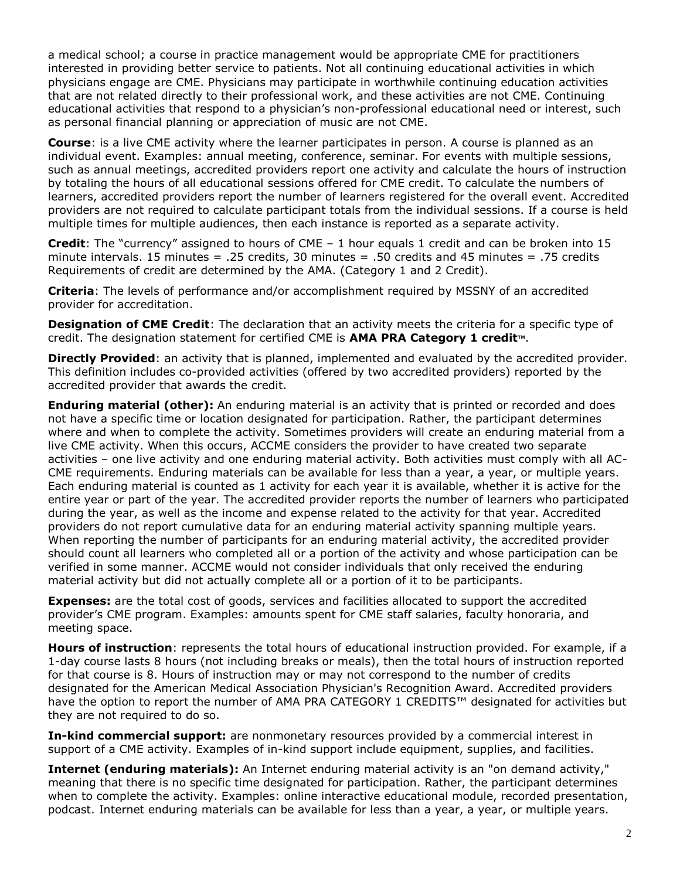a medical school; a course in practice management would be appropriate CME for practitioners interested in providing better service to patients. Not all continuing educational activities in which physicians engage are CME. Physicians may participate in worthwhile continuing education activities that are not related directly to their professional work, and these activities are not CME. Continuing educational activities that respond to a physician's non-professional educational need or interest, such as personal financial planning or appreciation of music are not CME.

**Course**: is a live CME activity where the learner participates in person. A course is planned as an individual event. Examples: annual meeting, conference, seminar. For events with multiple sessions, such as annual meetings, accredited providers report one activity and calculate the hours of instruction by totaling the hours of all educational sessions offered for CME credit. To calculate the numbers of learners, accredited providers report the number of learners registered for the overall event. Accredited providers are not required to calculate participant totals from the individual sessions. If a course is held multiple times for multiple audiences, then each instance is reported as a separate activity.

**Credit**: The "currency" assigned to hours of CME – 1 hour equals 1 credit and can be broken into 15 minute intervals. 15 minutes = .25 credits, 30 minutes = .50 credits and 45 minutes = .75 credits Requirements of credit are determined by the AMA. (Category 1 and 2 Credit).

**Criteria**: The levels of performance and/or accomplishment required by MSSNY of an accredited provider for accreditation.

**Designation of CME Credit**: The declaration that an activity meets the criteria for a specific type of credit. The designation statement for certified CME is **AMA PRA Category 1 credit™**.

**Directly Provided**: an activity that is planned, implemented and evaluated by the accredited provider. This definition includes co-provided activities (offered by two accredited providers) reported by the accredited provider that awards the credit.

**Enduring material (other):** An enduring material is an activity that is printed or recorded and does not have a specific time or location designated for participation. Rather, the participant determines where and when to complete the activity. Sometimes providers will create an enduring material from a live CME activity. When this occurs, ACCME considers the provider to have created two separate activities – one live activity and one enduring material activity. Both activities must comply with all AC-CME requirements. Enduring materials can be available for less than a year, a year, or multiple years. Each enduring material is counted as 1 activity for each year it is available, whether it is active for the entire year or part of the year. The accredited provider reports the number of learners who participated during the year, as well as the income and expense related to the activity for that year. Accredited providers do not report cumulative data for an enduring material activity spanning multiple years. When reporting the number of participants for an enduring material activity, the accredited provider should count all learners who completed all or a portion of the activity and whose participation can be verified in some manner. ACCME would not consider individuals that only received the enduring material activity but did not actually complete all or a portion of it to be participants.

**Expenses:** are the total cost of goods, services and facilities allocated to support the accredited provider's CME program. Examples: amounts spent for CME staff salaries, faculty honoraria, and meeting space.

**Hours of instruction**: represents the total hours of educational instruction provided. For example, if a 1-day course lasts 8 hours (not including breaks or meals), then the total hours of instruction reported for that course is 8. Hours of instruction may or may not correspond to the number of credits designated for the American Medical Association Physician's Recognition Award. Accredited providers have the option to report the number of AMA PRA CATEGORY 1 CREDITS™ designated for activities but they are not required to do so.

**In-kind commercial support:** are nonmonetary resources provided by a commercial interest in support of a CME activity. Examples of in-kind support include equipment, supplies, and facilities.

**Internet (enduring materials):** An Internet enduring material activity is an "on demand activity," meaning that there is no specific time designated for participation. Rather, the participant determines when to complete the activity. Examples: online interactive educational module, recorded presentation, podcast. Internet enduring materials can be available for less than a year, a year, or multiple years.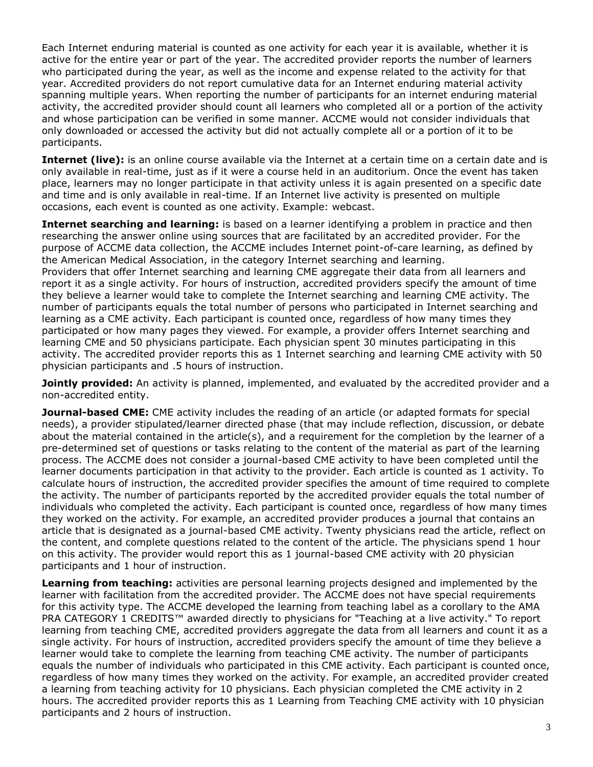Each Internet enduring material is counted as one activity for each year it is available, whether it is active for the entire year or part of the year. The accredited provider reports the number of learners who participated during the year, as well as the income and expense related to the activity for that year. Accredited providers do not report cumulative data for an Internet enduring material activity spanning multiple years. When reporting the number of participants for an internet enduring material activity, the accredited provider should count all learners who completed all or a portion of the activity and whose participation can be verified in some manner. ACCME would not consider individuals that only downloaded or accessed the activity but did not actually complete all or a portion of it to be participants.

**Internet (live):** is an online course available via the Internet at a certain time on a certain date and is only available in real-time, just as if it were a course held in an auditorium. Once the event has taken place, learners may no longer participate in that activity unless it is again presented on a specific date and time and is only available in real-time. If an Internet live activity is presented on multiple occasions, each event is counted as one activity. Example: webcast.

**Internet searching and learning:** is based on a learner identifying a problem in practice and then researching the answer online using sources that are facilitated by an accredited provider. For the purpose of ACCME data collection, the ACCME includes Internet point-of-care learning, as defined by the American Medical Association, in the category Internet searching and learning.
Providers that offer Internet searching and learning CME aggregate their data from all learners and report it as a single activity. For hours of instruction, accredited providers specify the amount of time they believe a learner would take to complete the Internet searching and learning CME activity. The number of participants equals the total number of persons who participated in Internet searching and learning as a CME activity. Each participant is counted once, regardless of how many times they participated or how many pages they viewed. For example, a provider offers Internet searching and learning CME and 50 physicians participate. Each physician spent 30 minutes participating in this activity. The accredited provider reports this as 1 Internet searching and learning CME activity with 50 physician participants and .5 hours of instruction.

**Jointly provided:** An activity is planned, implemented, and evaluated by the accredited provider and a non-accredited entity.

**Journal-based CME:** CME activity includes the reading of an article (or adapted formats for special needs), a provider stipulated/learner directed phase (that may include reflection, discussion, or debate about the material contained in the article(s), and a requirement for the completion by the learner of a pre-determined set of questions or tasks relating to the content of the material as part of the learning process. The ACCME does not consider a journal-based CME activity to have been completed until the learner documents participation in that activity to the provider. Each article is counted as 1 activity. To calculate hours of instruction, the accredited provider specifies the amount of time required to complete the activity. The number of participants reported by the accredited provider equals the total number of individuals who completed the activity. Each participant is counted once, regardless of how many times they worked on the activity. For example, an accredited provider produces a journal that contains an article that is designated as a journal-based CME activity. Twenty physicians read the article, reflect on the content, and complete questions related to the content of the article. The physicians spend 1 hour on this activity. The provider would report this as 1 journal-based CME activity with 20 physician participants and 1 hour of instruction.

**Learning from teaching:** activities are personal learning projects designed and implemented by the learner with facilitation from the accredited provider. The ACCME does not have special requirements for this activity type. The ACCME developed the learning from teaching label as a corollary to the AMA PRA CATEGORY 1 CREDITS™ awarded directly to physicians for "Teaching at a live activity." To report learning from teaching CME, accredited providers aggregate the data from all learners and count it as a single activity. For hours of instruction, accredited providers specify the amount of time they believe a learner would take to complete the learning from teaching CME activity. The number of participants equals the number of individuals who participated in this CME activity. Each participant is counted once, regardless of how many times they worked on the activity. For example, an accredited provider created a learning from teaching activity for 10 physicians. Each physician completed the CME activity in 2 hours. The accredited provider reports this as 1 Learning from Teaching CME activity with 10 physician participants and 2 hours of instruction.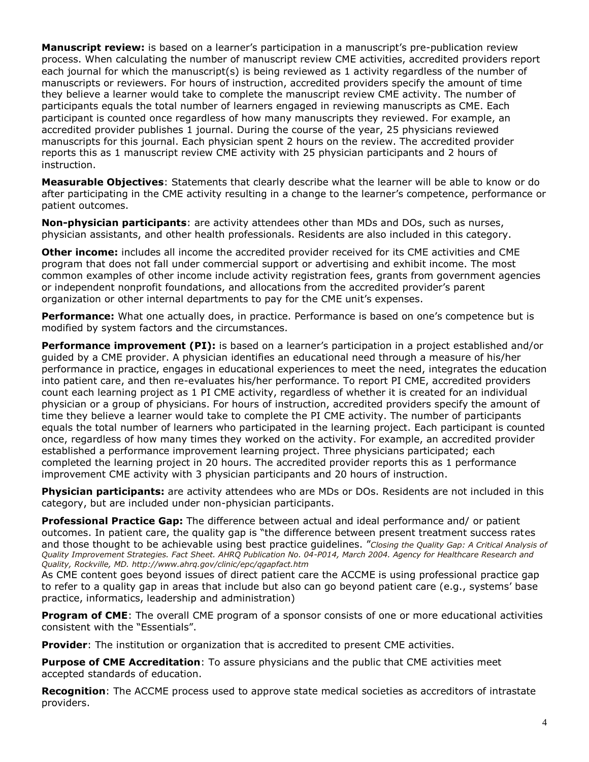**Manuscript review:** is based on a learner's participation in a manuscript's pre-publication review process. When calculating the number of manuscript review CME activities, accredited providers report each journal for which the manuscript(s) is being reviewed as 1 activity regardless of the number of manuscripts or reviewers. For hours of instruction, accredited providers specify the amount of time they believe a learner would take to complete the manuscript review CME activity. The number of participants equals the total number of learners engaged in reviewing manuscripts as CME. Each participant is counted once regardless of how many manuscripts they reviewed. For example, an accredited provider publishes 1 journal. During the course of the year, 25 physicians reviewed manuscripts for this journal. Each physician spent 2 hours on the review. The accredited provider reports this as 1 manuscript review CME activity with 25 physician participants and 2 hours of instruction.

**Measurable Objectives**: Statements that clearly describe what the learner will be able to know or do after participating in the CME activity resulting in a change to the learner's competence, performance or patient outcomes.

**Non-physician participants**: are activity attendees other than MDs and DOs, such as nurses, physician assistants, and other health professionals. Residents are also included in this category.

**Other income:** includes all income the accredited provider received for its CME activities and CME program that does not fall under commercial support or advertising and exhibit income. The most common examples of other income include activity registration fees, grants from government agencies or independent nonprofit foundations, and allocations from the accredited provider's parent organization or other internal departments to pay for the CME unit's expenses.

**Performance:** What one actually does, in practice. Performance is based on one's competence but is modified by system factors and the circumstances.

**Performance improvement (PI):** is based on a learner's participation in a project established and/or guided by a CME provider. A physician identifies an educational need through a measure of his/her performance in practice, engages in educational experiences to meet the need, integrates the education into patient care, and then re-evaluates his/her performance. To report PI CME, accredited providers count each learning project as 1 PI CME activity, regardless of whether it is created for an individual physician or a group of physicians. For hours of instruction, accredited providers specify the amount of time they believe a learner would take to complete the PI CME activity. The number of participants equals the total number of learners who participated in the learning project. Each participant is counted once, regardless of how many times they worked on the activity. For example, an accredited provider established a performance improvement learning project. Three physicians participated; each completed the learning project in 20 hours. The accredited provider reports this as 1 performance improvement CME activity with 3 physician participants and 20 hours of instruction.

**Physician participants:** are activity attendees who are MDs or DOs. Residents are not included in this category, but are included under non-physician participants.

**Professional Practice Gap:** The difference between actual and ideal performance and/ or patient outcomes. In patient care, the quality gap is "the difference between present treatment success rates and those thought to be achievable using best practice guidelines. "*Closing the Quality Gap: A Critical Analysis of Quality Improvement Strategies. Fact Sheet. AHRQ Publication No. 04-P014, March 2004. Agency for Healthcare Research and Quality, Rockville, MD. http://www.ahrq.gov/clinic/epc/qgapfact.htm*

As CME content goes beyond issues of direct patient care the ACCME is using professional practice gap to refer to a quality gap in areas that include but also can go beyond patient care (e.g., systems' base practice, informatics, leadership and administration)

**Program of CME**: The overall CME program of a sponsor consists of one or more educational activities consistent with the "Essentials".

**Provider**: The institution or organization that is accredited to present CME activities.

**Purpose of CME Accreditation**: To assure physicians and the public that CME activities meet accepted standards of education.

**Recognition**: The ACCME process used to approve state medical societies as accreditors of intrastate providers.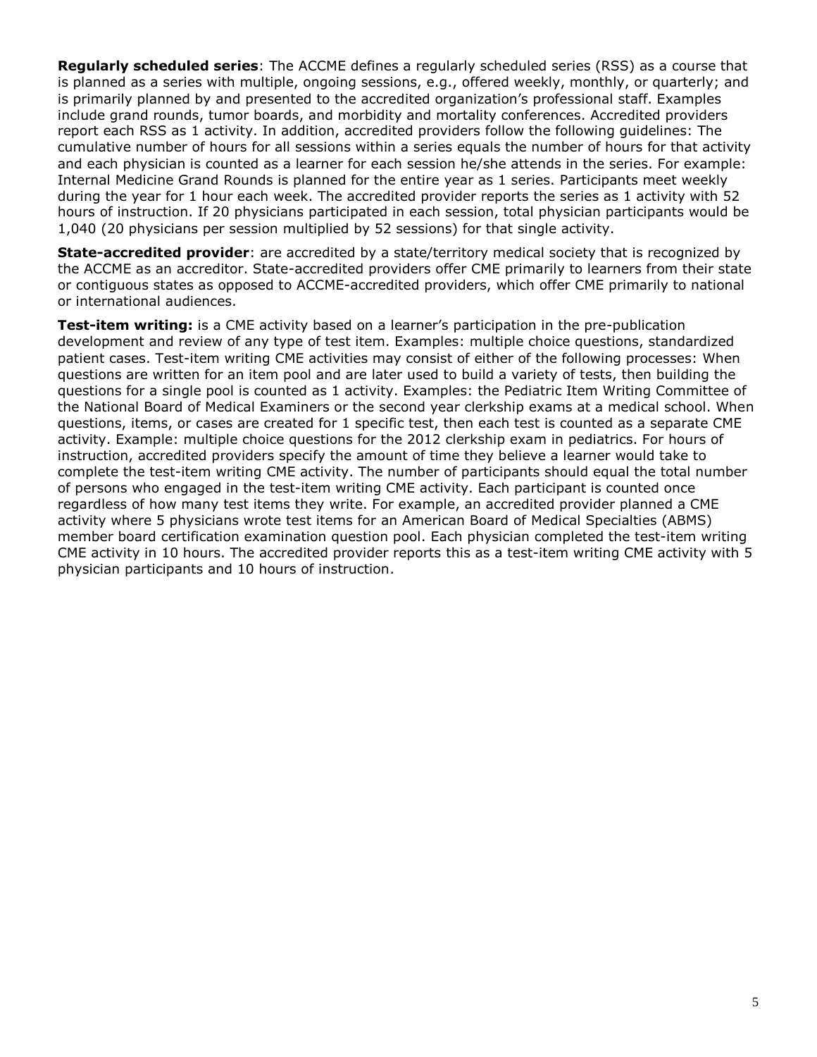**Regularly scheduled series**: The ACCME defines a regularly scheduled series (RSS) as a course that is planned as a series with multiple, ongoing sessions, e.g., offered weekly, monthly, or quarterly; and is primarily planned by and presented to the accredited organization's professional staff. Examples include grand rounds, tumor boards, and morbidity and mortality conferences. Accredited providers report each RSS as 1 activity. In addition, accredited providers follow the following guidelines: The cumulative number of hours for all sessions within a series equals the number of hours for that activity and each physician is counted as a learner for each session he/she attends in the series. For example: Internal Medicine Grand Rounds is planned for the entire year as 1 series. Participants meet weekly during the year for 1 hour each week. The accredited provider reports the series as 1 activity with 52 hours of instruction. If 20 physicians participated in each session, total physician participants would be 1,040 (20 physicians per session multiplied by 52 sessions) for that single activity.

**State-accredited provider**: are accredited by a state/territory medical society that is recognized by the ACCME as an accreditor. State-accredited providers offer CME primarily to learners from their state or contiguous states as opposed to ACCME-accredited providers, which offer CME primarily to national or international audiences.

**Test-item writing:** is a CME activity based on a learner's participation in the pre-publication development and review of any type of test item. Examples: multiple choice questions, standardized patient cases. Test-item writing CME activities may consist of either of the following processes: When questions are written for an item pool and are later used to build a variety of tests, then building the questions for a single pool is counted as 1 activity. Examples: the Pediatric Item Writing Committee of the National Board of Medical Examiners or the second year clerkship exams at a medical school. When questions, items, or cases are created for 1 specific test, then each test is counted as a separate CME activity. Example: multiple choice questions for the 2012 clerkship exam in pediatrics. For hours of instruction, accredited providers specify the amount of time they believe a learner would take to complete the test-item writing CME activity. The number of participants should equal the total number of persons who engaged in the test-item writing CME activity. Each participant is counted once regardless of how many test items they write. For example, an accredited provider planned a CME activity where 5 physicians wrote test items for an American Board of Medical Specialties (ABMS) member board certification examination question pool. Each physician completed the test-item writing CME activity in 10 hours. The accredited provider reports this as a test-item writing CME activity with 5 physician participants and 10 hours of instruction.